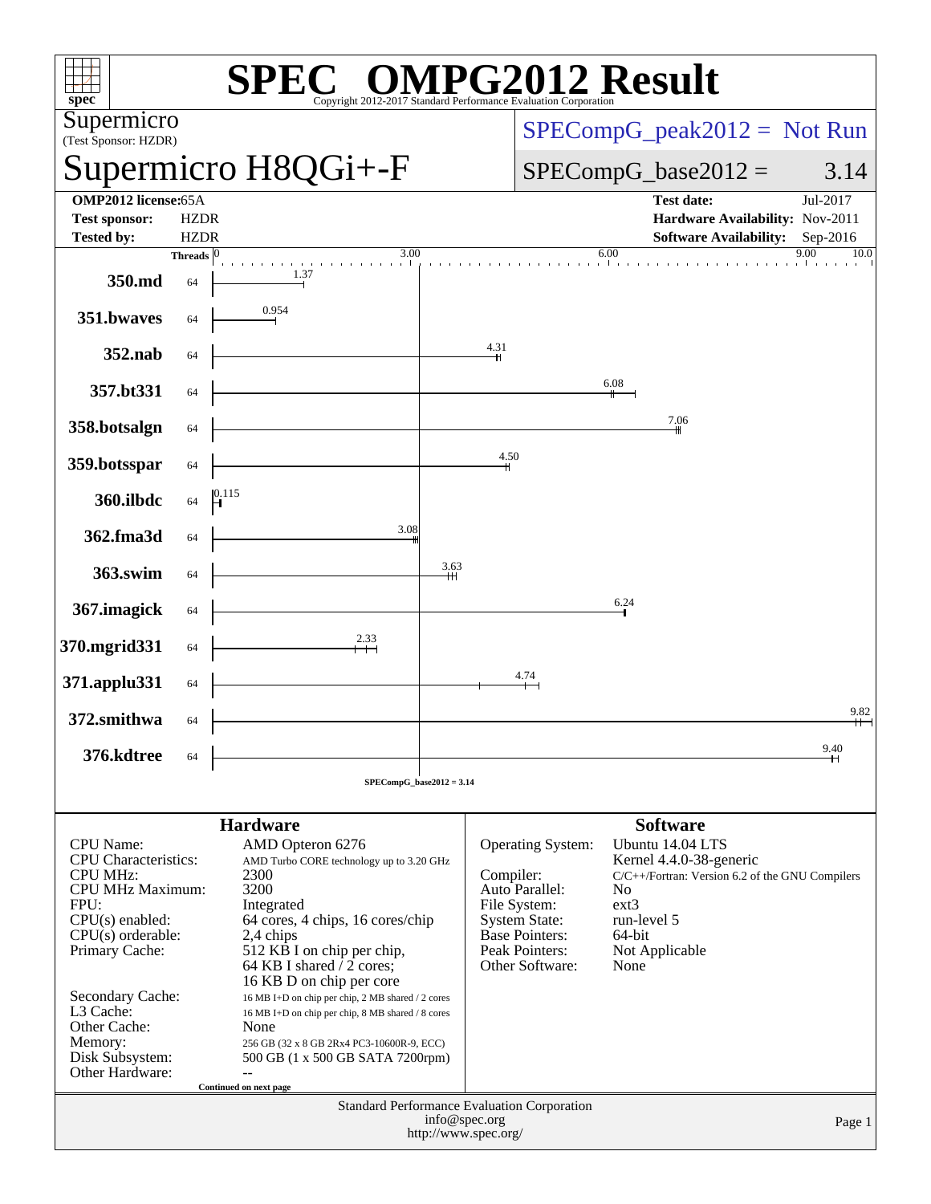# SPEC® OMPG2012 Result

Copyright 2012-2017 Standard Performance Evaluation Corporation

**Supermicro**
(Test Sponsor: HZDR)

# Supermicro H8QGi+-F

SPECompG_peak2012 = Not Run

SPECompG_base2012 = 3.14

| | | | |
|---|---|---|---|
| **OMP2012 license:** | 65A | **Test date:** | Jul-2017 |
| **Test sponsor:** | HZDR | **Hardware Availability:** | Nov-2011 |
| **Tested by:** | HZDR | **Software Availability:** | Sep-2016 |

| Benchmark | Threads | Base Ratio |
|---|---|---|
| 350.md | 64 | 1.37 |
| 351.bwaves | 64 | 0.954 |
| 352.nab | 64 | 4.31 |
| 357.bt331 | 64 | 6.08 |
| 358.botsalgn | 64 | 7.06 |
| 359.botsspar | 64 | 4.50 |
| 360.ilbdc | 64 | 0.115 |
| 362.fma3d | 64 | 3.08 |
| 363.swim | 64 | 3.63 |
| 367.imagick | 64 | 6.24 |
| 370.mgrid331 | 64 | 2.33 |
| 371.applu331 | 64 | 4.74 |
| 372.smithwa | 64 | 9.82 |
| 376.kdtree | 64 | 9.40 |

SPECompG_base2012 = 3.14

## Hardware

| | |
|---|---|
| CPU Name: | AMD Opteron 6276 |
| CPU Characteristics: | AMD Turbo CORE technology up to 3.20 GHz |
| CPU MHz: | 2300 |
| CPU MHz Maximum: | 3200 |
| FPU: | Integrated |
| CPU(s) enabled: | 64 cores, 4 chips, 16 cores/chip |
| CPU(s) orderable: | 2,4 chips |
| Primary Cache: | 512 KB I on chip per chip, 64 KB I shared / 2 cores; 16 KB D on chip per core |
| Secondary Cache: | 16 MB I+D on chip per chip, 2 MB shared / 2 cores |
| L3 Cache: | 16 MB I+D on chip per chip, 8 MB shared / 8 cores |
| Other Cache: | None |
| Memory: | 256 GB (32 x 8 GB 2Rx4 PC3-10600R-9, ECC) |
| Disk Subsystem: | 500 GB (1 x 500 GB SATA 7200rpm) |
| Other Hardware: | -- |

Continued on next page

## Software

| | |
|---|---|
| Operating System: | Ubuntu 14.04 LTS Kernel 4.4.0-38-generic |
| Compiler: | C/C++/Fortran: Version 6.2 of the GNU Compilers |
| Auto Parallel: | No |
| File System: | ext3 |
| System State: | run-level 5 |
| Base Pointers: | 64-bit |
| Peak Pointers: | Not Applicable |
| Other Software: | None |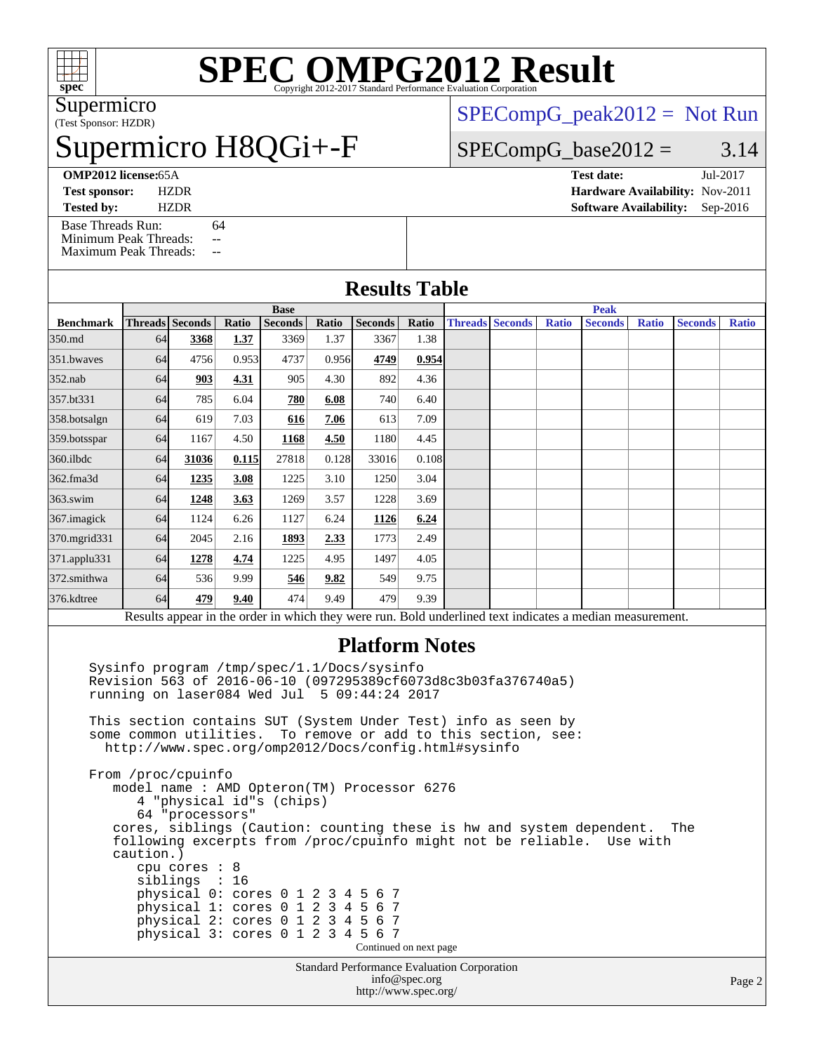# SPEC OMPG2012 Result

Copyright 2012-2017 Standard Performance Evaluation Corporation

Supermicro
(Test Sponsor: HZDR)

# Supermicro H8QGi+-F

SPECompG_peak2012 = Not Run

SPECompG_base2012 = 3.14

**OMP2012 license:** 65A
**Test sponsor:** HZDR
**Tested by:** HZDR

**Test date:** Jul-2017
**Hardware Availability:** Nov-2011
**Software Availability:** Sep-2016

Base Threads Run: 64
Minimum Peak Threads: --
Maximum Peak Threads: --

## Results Table

| Benchmark | Base | | | | | | | Peak | | | | | | |
|---|---|---|---|---|---|---|---|---|---|---|---|---|---|---|
| | Threads | Seconds | Ratio | Seconds | Ratio | Seconds | Ratio | Threads | Seconds | Ratio | Seconds | Ratio | Seconds | Ratio |
| 350.md | 64 | **3368** | **1.37** | 3369 | 1.37 | 3367 | 1.38 | | | | | | | |
| 351.bwaves | 64 | 4756 | 0.953 | 4737 | 0.956 | **4749** | **0.954** | | | | | | | |
| 352.nab | 64 | **903** | **4.31** | 905 | 4.30 | 892 | 4.36 | | | | | | | |
| 357.bt331 | 64 | 785 | 6.04 | **780** | **6.08** | 740 | 6.40 | | | | | | | |
| 358.botsalgn | 64 | 619 | 7.03 | **616** | **7.06** | 613 | 7.09 | | | | | | | |
| 359.botsspar | 64 | 1167 | 4.50 | **1168** | **4.50** | 1180 | 4.45 | | | | | | | |
| 360.ilbdc | 64 | **31036** | **0.115** | 27818 | 0.128 | 33016 | 0.108 | | | | | | | |
| 362.fma3d | 64 | **1235** | **3.08** | 1225 | 3.10 | 1250 | 3.04 | | | | | | | |
| 363.swim | 64 | **1248** | **3.63** | 1269 | 3.57 | 1228 | 3.69 | | | | | | | |
| 367.imagick | 64 | 1124 | 6.26 | 1127 | 6.24 | **1126** | **6.24** | | | | | | | |
| 370.mgrid331 | 64 | 2045 | 2.16 | **1893** | **2.33** | 1773 | 2.49 | | | | | | | |
| 371.applu331 | 64 | **1278** | **4.74** | 1225 | 4.95 | 1497 | 4.05 | | | | | | | |
| 372.smithwa | 64 | 536 | 9.99 | **546** | **9.82** | 549 | 9.75 | | | | | | | |
| 376.kdtree | 64 | **479** | **9.40** | 474 | 9.49 | 479 | 9.39 | | | | | | | |

Results appear in the order in which they were run. Bold underlined text indicates a median measurement.

## Platform Notes

```
Sysinfo program /tmp/spec/1.1/Docs/sysinfo
Revision 563 of 2016-06-10 (097295389cf6073d8c3b03fa376740a5)
running on laser084 Wed Jul  5 09:44:24 2017

This section contains SUT (System Under Test) info as seen by
some common utilities.  To remove or add to this section, see:
  http://www.spec.org/omp2012/Docs/config.html#sysinfo

From /proc/cpuinfo
   model name : AMD Opteron(TM) Processor 6276
      4 "physical id"s (chips)
      64 "processors"
   cores, siblings (Caution: counting these is hw and system dependent.  The
   following excerpts from /proc/cpuinfo might not be reliable.  Use with
   caution.)
      cpu cores : 8
      siblings  : 16
      physical 0: cores 0 1 2 3 4 5 6 7
      physical 1: cores 0 1 2 3 4 5 6 7
      physical 2: cores 0 1 2 3 4 5 6 7
      physical 3: cores 0 1 2 3 4 5 6 7
```

Continued on next page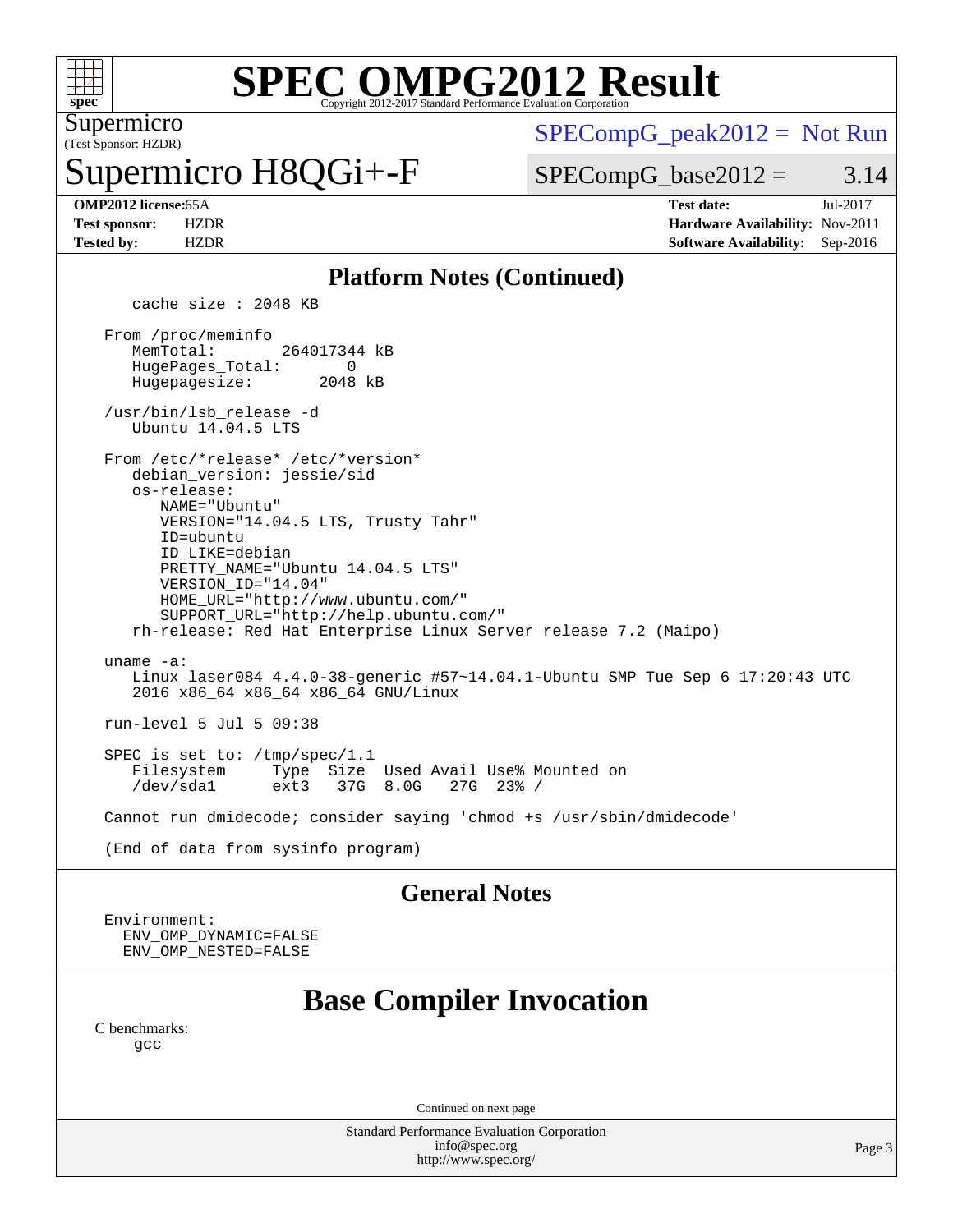# SPEC OMPG2012 Result

Copyright 2012-2017 Standard Performance Evaluation Corporation

Supermicro
(Test Sponsor: HZDR)

# Supermicro H8QGi+-F

SPECompG_peak2012 = Not Run

SPECompG_base2012 = 3.14

**OMP2012 license:** 65A
**Test sponsor:** HZDR
**Tested by:** HZDR

**Test date:** Jul-2017
**Hardware Availability:** Nov-2011
**Software Availability:** Sep-2016

## Platform Notes (Continued)

```
   cache size : 2048 KB

From /proc/meminfo
   MemTotal:       264017344 kB
   HugePages_Total:       0
   Hugepagesize:       2048 kB

/usr/bin/lsb_release -d
   Ubuntu 14.04.5 LTS

From /etc/*release* /etc/*version*
   debian_version: jessie/sid
   os-release:
      NAME="Ubuntu"
      VERSION="14.04.5 LTS, Trusty Tahr"
      ID=ubuntu
      ID_LIKE=debian
      PRETTY_NAME="Ubuntu 14.04.5 LTS"
      VERSION_ID="14.04"
      HOME_URL="http://www.ubuntu.com/"
      SUPPORT_URL="http://help.ubuntu.com/"
   rh-release: Red Hat Enterprise Linux Server release 7.2 (Maipo)

uname -a:
   Linux laser084 4.4.0-38-generic #57~14.04.1-Ubuntu SMP Tue Sep 6 17:20:43 UTC
   2016 x86_64 x86_64 x86_64 GNU/Linux

run-level 5 Jul 5 09:38

SPEC is set to: /tmp/spec/1.1
   Filesystem     Type  Size  Used Avail Use% Mounted on
   /dev/sda1      ext3   37G  8.0G   27G  23% /

Cannot run dmidecode; consider saying 'chmod +s /usr/sbin/dmidecode'

(End of data from sysinfo program)
```

## General Notes

```
Environment:
  ENV_OMP_DYNAMIC=FALSE
  ENV_OMP_NESTED=FALSE
```

# Base Compiler Invocation

C benchmarks:
gcc

Continued on next page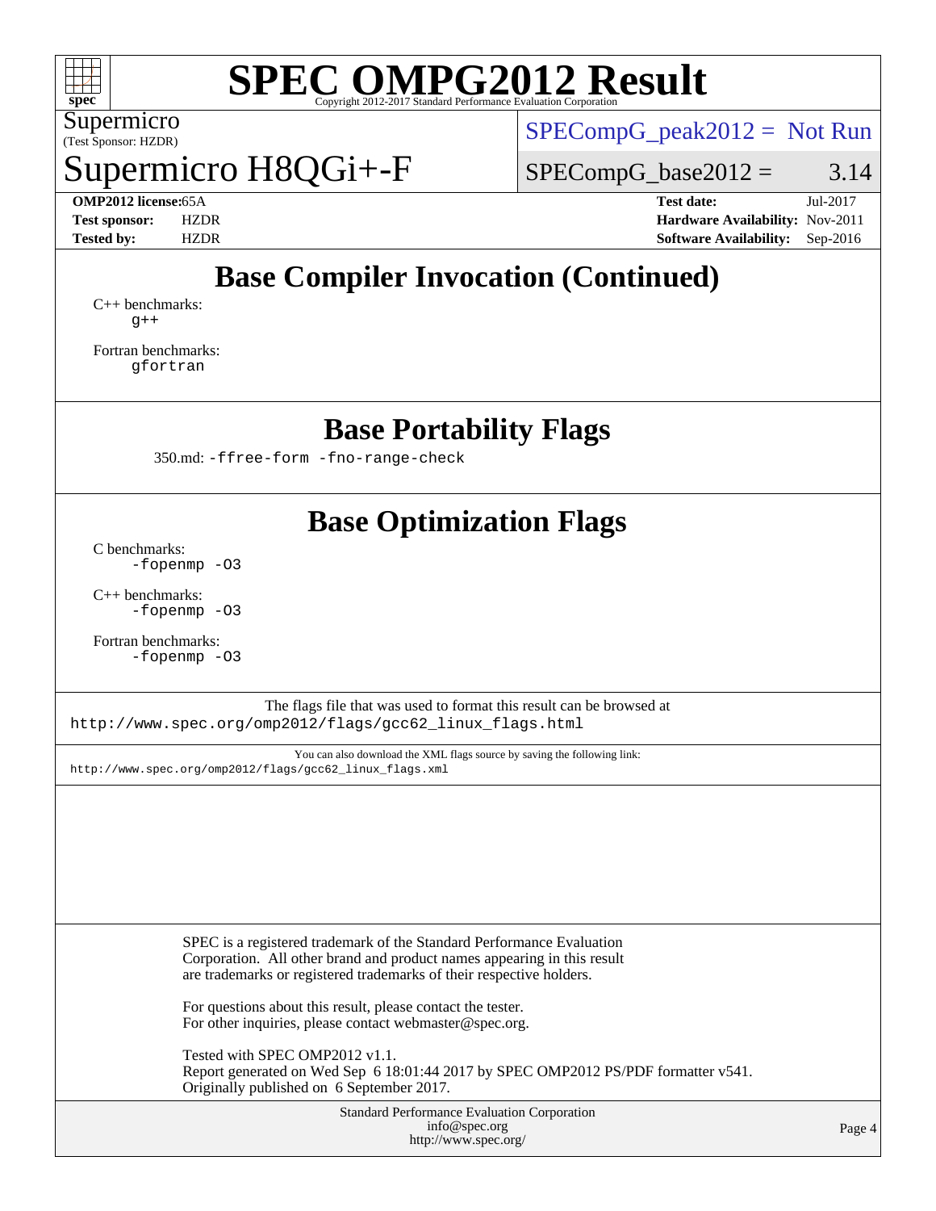# SPEC OMPG2012 Result

Copyright 2012-2017 Standard Performance Evaluation Corporation

Supermicro
(Test Sponsor: HZDR)

# Supermicro H8QGi+-F

SPECompG_peak2012 = Not Run

SPECompG_base2012 = 3.14

| | | | |
|---|---|---|---|
| **OMP2012 license:** | 65A | **Test date:** | Jul-2017 |
| **Test sponsor:** | HZDR | **Hardware Availability:** | Nov-2011 |
| **Tested by:** | HZDR | **Software Availability:** | Sep-2016 |

## Base Compiler Invocation (Continued)

C++ benchmarks:
g++

Fortran benchmarks:
gfortran

## Base Portability Flags

350.md: -ffree-form -fno-range-check

## Base Optimization Flags

C benchmarks:
-fopenmp -O3

C++ benchmarks:
-fopenmp -O3

Fortran benchmarks:
-fopenmp -O3

The flags file that was used to format this result can be browsed at
http://www.spec.org/omp2012/flags/gcc62_linux_flags.html

You can also download the XML flags source by saving the following link:
http://www.spec.org/omp2012/flags/gcc62_linux_flags.xml

SPEC is a registered trademark of the Standard Performance Evaluation Corporation. All other brand and product names appearing in this result are trademarks or registered trademarks of their respective holders.

For questions about this result, please contact the tester.
For other inquiries, please contact webmaster@spec.org.

Tested with SPEC OMP2012 v1.1.
Report generated on Wed Sep 6 18:01:44 2017 by SPEC OMP2012 PS/PDF formatter v541.
Originally published on 6 September 2017.

Standard Performance Evaluation Corporation
info@spec.org
http://www.spec.org/